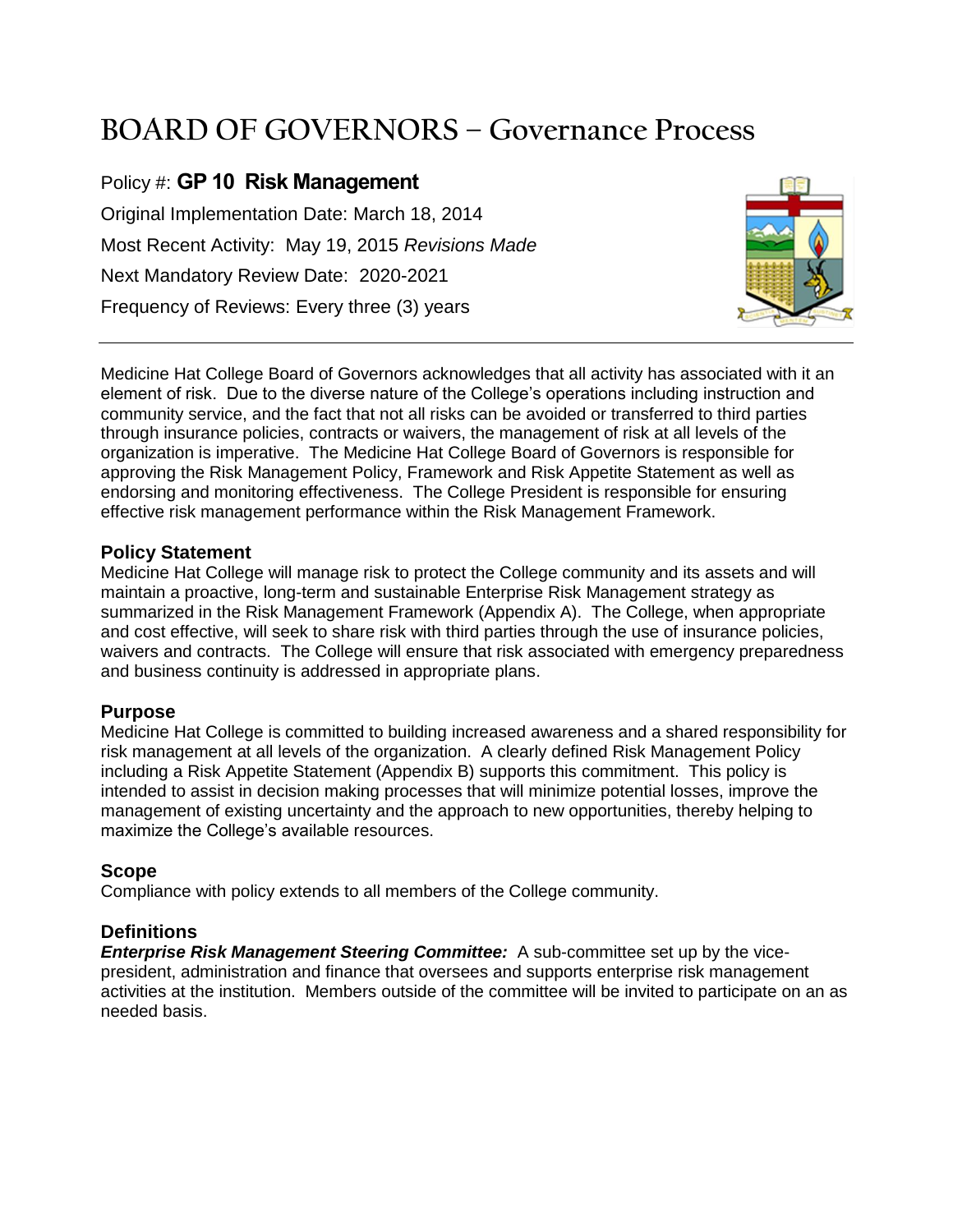# BOARD OF GOVERNORS – Governance Process

Policy #: **GP 10 Risk Management**

Original Implementation Date: March 18, 2014

Most Recent Activity: May 19, 2015 *Revisions Made*

Next Mandatory Review Date: 2020-2021

Frequency of Reviews: Every three (3) years

---

Medicine Hat College Board of Governors acknowledges that all activity has associated with it an element of risk. Due to the diverse nature of the College's operations including instruction and community service, and the fact that not all risks can be avoided or transferred to third parties through insurance policies, contracts or waivers, the management of risk at all levels of the organization is imperative. The Medicine Hat College Board of Governors is responsible for approving the Risk Management Policy, Framework and Risk Appetite Statement as well as endorsing and monitoring effectiveness. The College President is responsible for ensuring effective risk management performance within the Risk Management Framework.

## Policy Statement

Medicine Hat College will manage risk to protect the College community and its assets and will maintain a proactive, long-term and sustainable Enterprise Risk Management strategy as summarized in the Risk Management Framework (Appendix A). The College, when appropriate and cost effective, will seek to share risk with third parties through the use of insurance policies, waivers and contracts. The College will ensure that risk associated with emergency preparedness and business continuity is addressed in appropriate plans.

## Purpose

Medicine Hat College is committed to building increased awareness and a shared responsibility for risk management at all levels of the organization. A clearly defined Risk Management Policy including a Risk Appetite Statement (Appendix B) supports this commitment. This policy is intended to assist in decision making processes that will minimize potential losses, improve the management of existing uncertainty and the approach to new opportunities, thereby helping to maximize the College's available resources.

## Scope

Compliance with policy extends to all members of the College community.

## Definitions

***Enterprise Risk Management Steering Committee:*** A sub-committee set up by the vice-president, administration and finance that oversees and supports enterprise risk management activities at the institution. Members outside of the committee will be invited to participate on an as needed basis.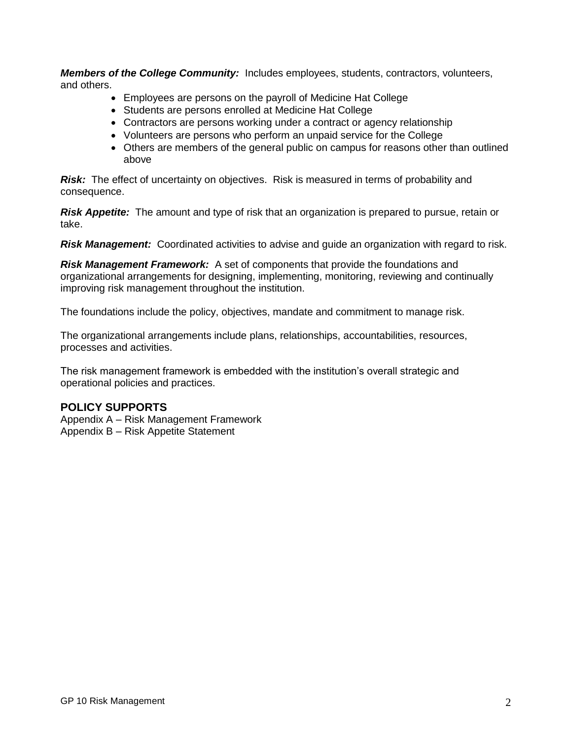***Members of the College Community:*** Includes employees, students, contractors, volunteers, and others.

- Employees are persons on the payroll of Medicine Hat College
- Students are persons enrolled at Medicine Hat College
- Contractors are persons working under a contract or agency relationship
- Volunteers are persons who perform an unpaid service for the College
- Others are members of the general public on campus for reasons other than outlined above

***Risk:*** The effect of uncertainty on objectives. Risk is measured in terms of probability and consequence.

***Risk Appetite:*** The amount and type of risk that an organization is prepared to pursue, retain or take.

***Risk Management:*** Coordinated activities to advise and guide an organization with regard to risk.

***Risk Management Framework:*** A set of components that provide the foundations and organizational arrangements for designing, implementing, monitoring, reviewing and continually improving risk management throughout the institution.

The foundations include the policy, objectives, mandate and commitment to manage risk.

The organizational arrangements include plans, relationships, accountabilities, resources, processes and activities.

The risk management framework is embedded with the institution's overall strategic and operational policies and practices.

## POLICY SUPPORTS

Appendix A – Risk Management Framework
Appendix B – Risk Appetite Statement